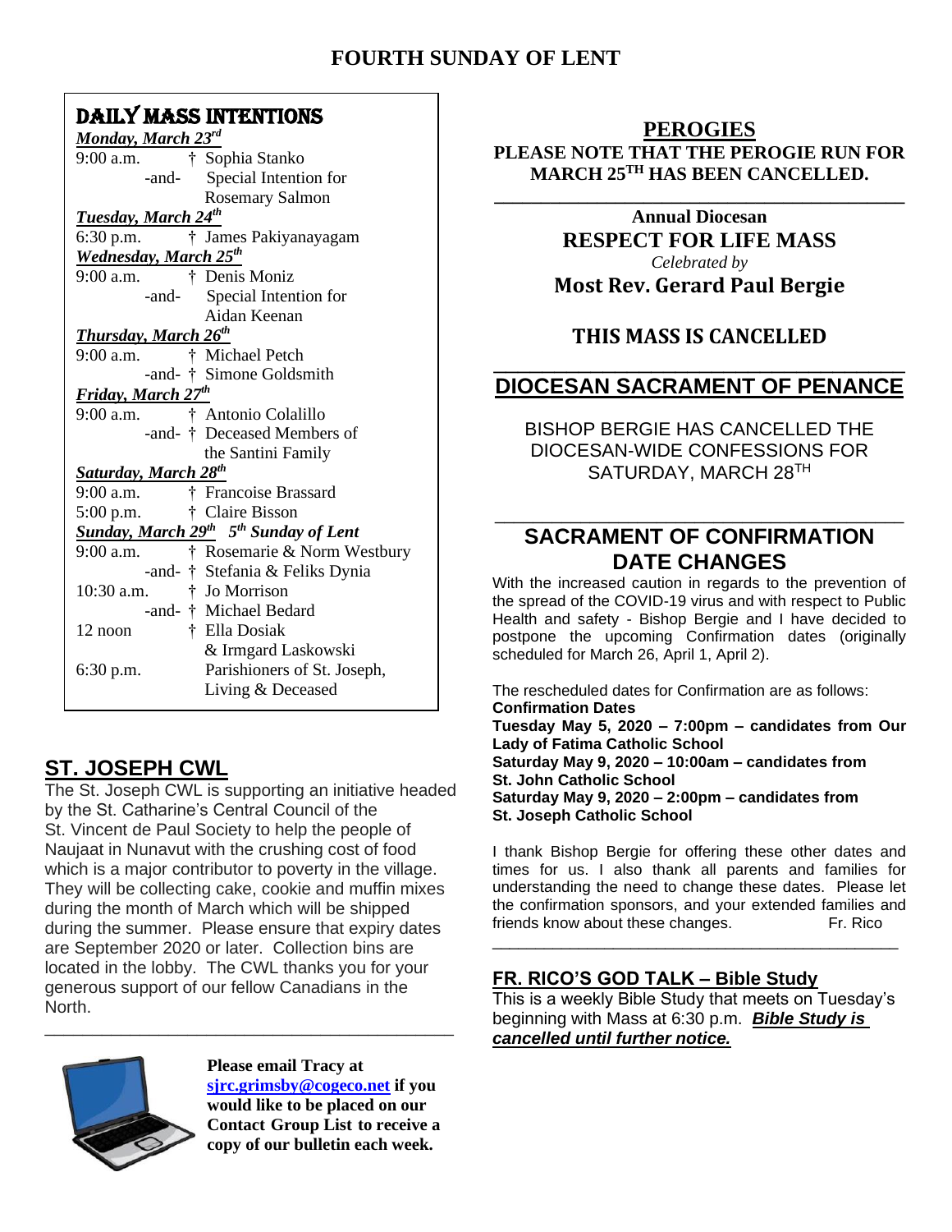# FOURTH SUNDAY OF LENT

## DAILY MASS INTENTIONS

***Monday, March 23rd***

9:00 a.m. † Sophia Stanko
-and- Special Intention for Rosemary Salmon

***Tuesday, March 24th***

6:30 p.m. † James Pakiyanayagam

***Wednesday, March 25th***

9:00 a.m. † Denis Moniz
-and- Special Intention for Aidan Keenan

***Thursday, March 26th***

9:00 a.m. † Michael Petch
-and- † Simone Goldsmith

***Friday, March 27th***

9:00 a.m. † Antonio Colalillo
-and- † Deceased Members of the Santini Family

***Saturday, March 28th***

9:00 a.m. † Francoise Brassard
5:00 p.m. † Claire Bisson

***Sunday, March 29th** 5th Sunday of Lent*

9:00 a.m. † Rosemarie & Norm Westbury
-and- † Stefania & Feliks Dynia
10:30 a.m. † Jo Morrison
-and- † Michael Bedard
12 noon † Ella Dosiak & Irmgard Laskowski
6:30 p.m. Parishioners of St. Joseph, Living & Deceased

## ST. JOSEPH CWL

The St. Joseph CWL is supporting an initiative headed by the St. Catharine's Central Council of the St. Vincent de Paul Society to help the people of Naujaat in Nunavut with the crushing cost of food which is a major contributor to poverty in the village. They will be collecting cake, cookie and muffin mixes during the month of March which will be shipped during the summer. Please ensure that expiry dates are September 2020 or later. Collection bins are located in the lobby. The CWL thanks you for your generous support of our fellow Canadians in the North.

---

**Please email Tracy at sjrc.grimsby@cogeco.net if you would like to be placed on our Contact Group List to receive a copy of our bulletin each week.**

## PEROGIES

**PLEASE NOTE THAT THE PEROGIE RUN FOR MARCH 25TH HAS BEEN CANCELLED.**

---

**Annual Diocesan**

**RESPECT FOR LIFE MASS**

*Celebrated by*

**Most Rev. Gerard Paul Bergie**

**THIS MASS IS CANCELLED**

---

## DIOCESAN SACRAMENT OF PENANCE

BISHOP BERGIE HAS CANCELLED THE DIOCESAN-WIDE CONFESSIONS FOR SATURDAY, MARCH 28TH

---

## SACRAMENT OF CONFIRMATION DATE CHANGES

With the increased caution in regards to the prevention of the spread of the COVID-19 virus and with respect to Public Health and safety - Bishop Bergie and I have decided to postpone the upcoming Confirmation dates (originally scheduled for March 26, April 1, April 2).

The rescheduled dates for Confirmation are as follows:

**Confirmation Dates**

**Tuesday May 5, 2020 – 7:00pm – candidates from Our Lady of Fatima Catholic School**

**Saturday May 9, 2020 – 10:00am – candidates from St. John Catholic School**

**Saturday May 9, 2020 – 2:00pm – candidates from St. Joseph Catholic School**

I thank Bishop Bergie for offering these other dates and times for us. I also thank all parents and families for understanding the need to change these dates. Please let the confirmation sponsors, and your extended families and friends know about these changes. Fr. Rico

---

## FR. RICO'S GOD TALK – Bible Study

This is a weekly Bible Study that meets on Tuesday's beginning with Mass at 6:30 p.m. ***Bible Study is cancelled until further notice.***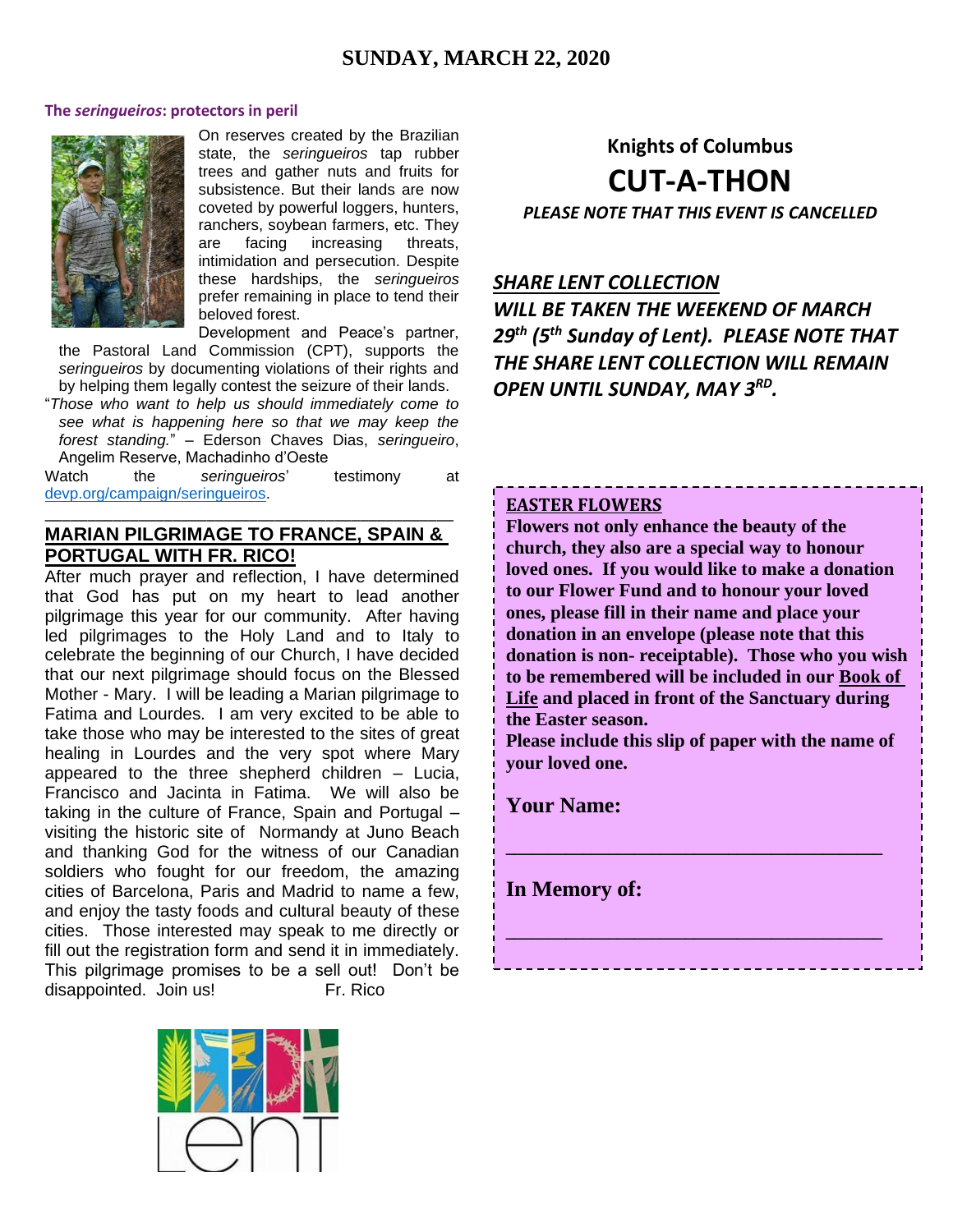# SUNDAY, MARCH 22, 2020

### The *seringueiros*: protectors in peril

On reserves created by the Brazilian state, the *seringueiros* tap rubber trees and gather nuts and fruits for subsistence. But their lands are now coveted by powerful loggers, hunters, ranchers, soybean farmers, etc. They are facing increasing threats, intimidation and persecution. Despite these hardships, the *seringueiros* prefer remaining in place to tend their beloved forest.

Development and Peace's partner, the Pastoral Land Commission (CPT), supports the *seringueiros* by documenting violations of their rights and by helping them legally contest the seizure of their lands.

"*Those who want to help us should immediately come to see what is happening here so that we may keep the forest standing.*" – Ederson Chaves Dias, *seringueiro*, Angelim Reserve, Machadinho d'Oeste

Watch the *seringueiros*' testimony at devp.org/campaign/seringueiros.

## MARIAN PILGRIMAGE TO FRANCE, SPAIN & PORTUGAL WITH FR. RICO!

After much prayer and reflection, I have determined that God has put on my heart to lead another pilgrimage this year for our community. After having led pilgrimages to the Holy Land and to Italy to celebrate the beginning of our Church, I have decided that our next pilgrimage should focus on the Blessed Mother - Mary. I will be leading a Marian pilgrimage to Fatima and Lourdes. I am very excited to be able to take those who may be interested to the sites of great healing in Lourdes and the very spot where Mary appeared to the three shepherd children – Lucia, Francisco and Jacinta in Fatima. We will also be taking in the culture of France, Spain and Portugal – visiting the historic site of Normandy at Juno Beach and thanking God for the witness of our Canadian soldiers who fought for our freedom, the amazing cities of Barcelona, Paris and Madrid to name a few, and enjoy the tasty foods and cultural beauty of these cities. Those interested may speak to me directly or fill out the registration form and send it in immediately. This pilgrimage promises to be a sell out! Don't be disappointed. Join us! Fr. Rico

## Knights of Columbus
# CUT-A-THON

***PLEASE NOTE THAT THIS EVENT IS CANCELLED***

***SHARE LENT COLLECTION***

***WILL BE TAKEN THE WEEKEND OF MARCH 29th (5th Sunday of Lent). PLEASE NOTE THAT THE SHARE LENT COLLECTION WILL REMAIN OPEN UNTIL SUNDAY, MAY 3RD.***

**EASTER FLOWERS**

**Flowers not only enhance the beauty of the church, they also are a special way to honour loved ones. If you would like to make a donation to our Flower Fund and to honour your loved ones, please fill in their name and place your donation in an envelope (please note that this donation is non- receiptable). Those who you wish to be remembered will be included in our Book of Life and placed in front of the Sanctuary during the Easter season.**

**Please include this slip of paper with the name of your loved one.**

**Your Name:**

______________________________________

**In Memory of:**

______________________________________